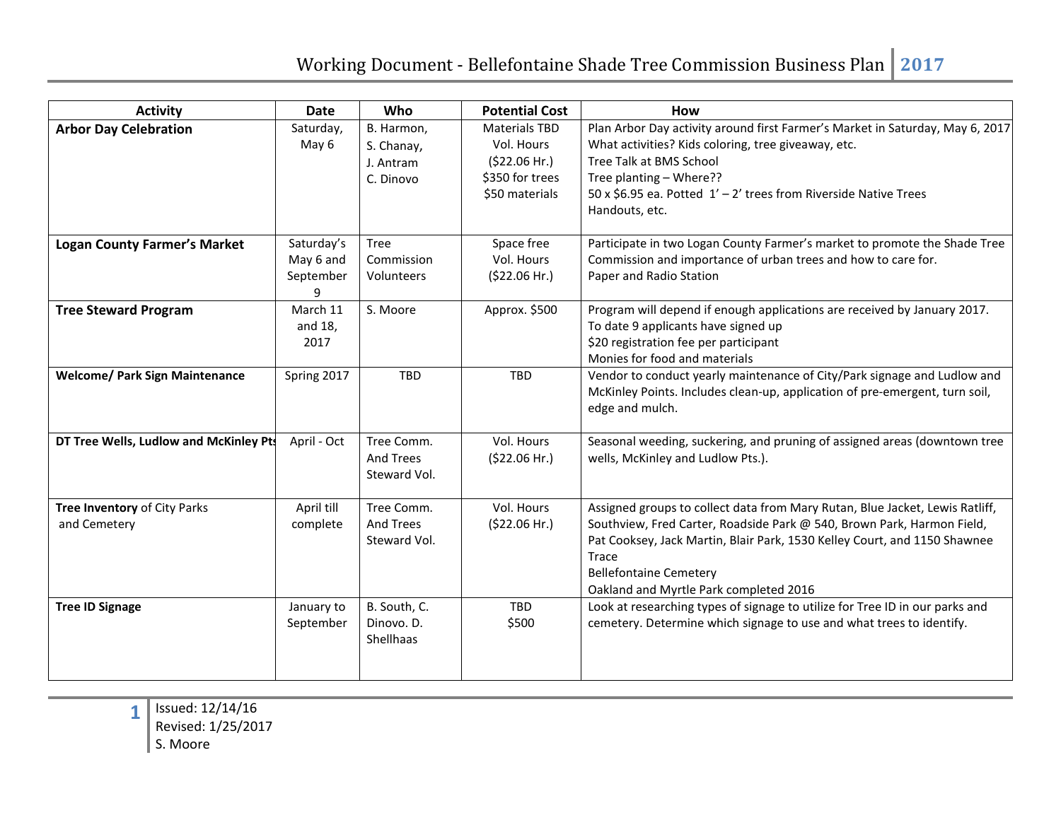| Activity | Date | Who | Potential Cost | How |
|---|---|---|---|---|
| **Arbor Day Celebration** | Saturday, May 6 | B. Harmon, S. Chanay, J. Antram C. Dinovo | Materials TBD Vol. Hours ($22.06 Hr.) $350 for trees $50 materials | Plan Arbor Day activity around first Farmer's Market in Saturday, May 6, 2017 What activities? Kids coloring, tree giveaway, etc. Tree Talk at BMS School Tree planting – Where?? 50 x $6.95 ea. Potted 1' – 2' trees from Riverside Native Trees Handouts, etc. |
| **Logan County Farmer's Market** | Saturday's May 6 and September 9 | Tree Commission Volunteers | Space free Vol. Hours ($22.06 Hr.) | Participate in two Logan County Farmer's market to promote the Shade Tree Commission and importance of urban trees and how to care for. Paper and Radio Station |
| **Tree Steward Program** | March 11 and 18, 2017 | S. Moore | Approx. $500 | Program will depend if enough applications are received by January 2017. To date 9 applicants have signed up $20 registration fee per participant Monies for food and materials |
| **Welcome/ Park Sign Maintenance** | Spring 2017 | TBD | TBD | Vendor to conduct yearly maintenance of City/Park signage and Ludlow and McKinley Points. Includes clean-up, application of pre-emergent, turn soil, edge and mulch. |
| **DT Tree Wells, Ludlow and McKinley Pts** | April - Oct | Tree Comm. And Trees Steward Vol. | Vol. Hours ($22.06 Hr.) | Seasonal weeding, suckering, and pruning of assigned areas (downtown tree wells, McKinley and Ludlow Pts.). |
| **Tree Inventory** of City Parks and Cemetery | April till complete | Tree Comm. And Trees Steward Vol. | Vol. Hours ($22.06 Hr.) | Assigned groups to collect data from Mary Rutan, Blue Jacket, Lewis Ratliff, Southview, Fred Carter, Roadside Park @ 540, Brown Park, Harmon Field, Pat Cooksey, Jack Martin, Blair Park, 1530 Kelley Court, and 1150 Shawnee Trace Bellefontaine Cemetery Oakland and Myrtle Park completed 2016 |
| **Tree ID Signage** | January to September | B. South, C. Dinovo. D. Shellhaas | TBD $500 | Look at researching types of signage to utilize for Tree ID in our parks and cemetery. Determine which signage to use and what trees to identify. |

Issued: 12/14/16
Revised: 1/25/2017
S. Moore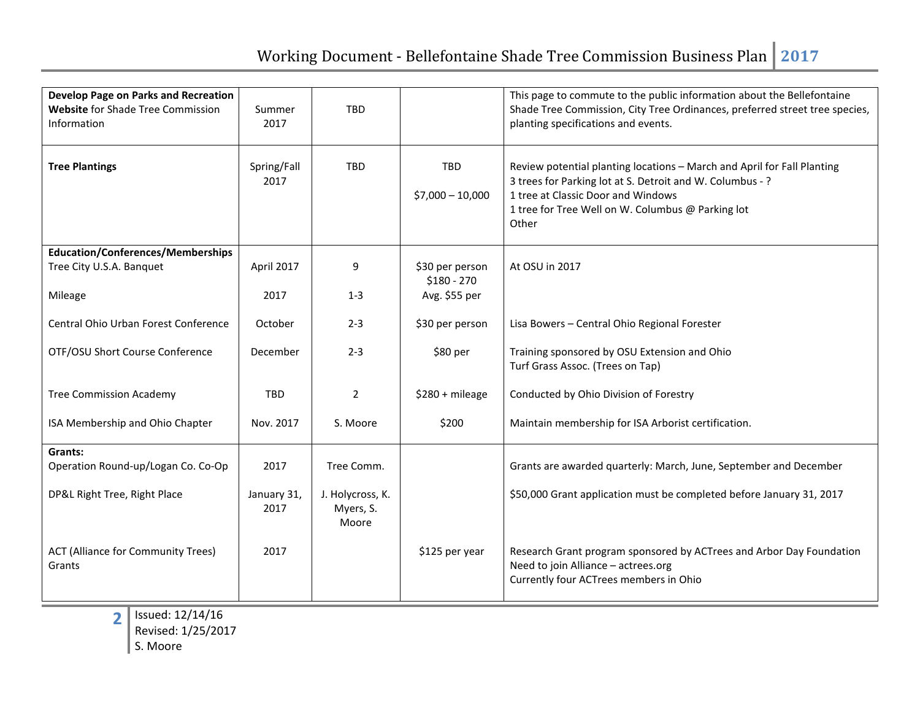| | | | | |
|---|---|---|---|---|
| **Develop Page on Parks and Recreation Website** for Shade Tree Commission Information | Summer 2017 | TBD | | This page to commute to the public information about the Bellefontaine Shade Tree Commission, City Tree Ordinances, preferred street tree species, planting specifications and events. |
| **Tree Plantings** | Spring/Fall 2017 | TBD | TBD<br><br>$7,000 – 10,000 | Review potential planting locations – March and April for Fall Planting<br>3 trees for Parking lot at S. Detroit and W. Columbus - ?<br>1 tree at Classic Door and Windows<br>1 tree for Tree Well on W. Columbus @ Parking lot<br>Other |
| **Education/Conferences/Memberships** | | | | |
| Tree City U.S.A. Banquet | April 2017 | 9 | $30 per person<br>$180 - 270 | At OSU in 2017 |
| Mileage | 2017 | 1-3 | Avg. $55 per | |
| Central Ohio Urban Forest Conference | October | 2-3 | $30 per person | Lisa Bowers – Central Ohio Regional Forester |
| OTF/OSU Short Course Conference | December | 2-3 | $80 per | Training sponsored by OSU Extension and Ohio Turf Grass Assoc. (Trees on Tap) |
| Tree Commission Academy | TBD | 2 | $280 + mileage | Conducted by Ohio Division of Forestry |
| ISA Membership and Ohio Chapter | Nov. 2017 | S. Moore | $200 | Maintain membership for ISA Arborist certification. |
| **Grants:** | | | | |
| Operation Round-up/Logan Co. Co-Op | 2017 | Tree Comm. | | Grants are awarded quarterly: March, June, September and December |
| DP&L Right Tree, Right Place | January 31, 2017 | J. Holycross, K. Myers, S. Moore | | $50,000 Grant application must be completed before January 31, 2017 |
| ACT (Alliance for Community Trees) Grants | 2017 | | $125 per year | Research Grant program sponsored by ACTrees and Arbor Day Foundation<br>Need to join Alliance – actrees.org<br>Currently four ACTrees members in Ohio |

Issued: 12/14/16
Revised: 1/25/2017
S. Moore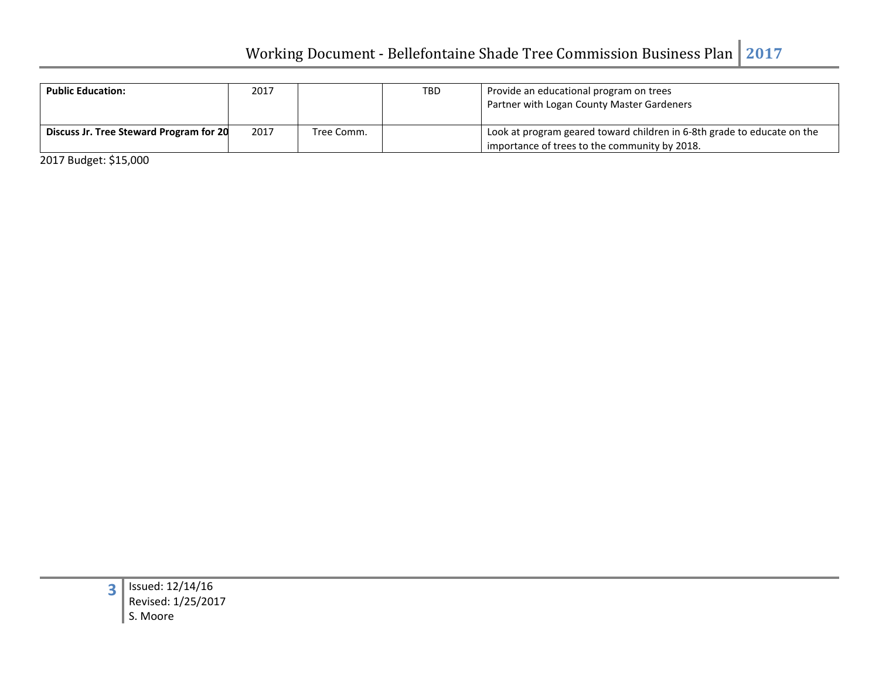| | | | | |
|---|---|---|---|---|
| **Public Education:** | 2017 | | TBD | Provide an educational program on trees<br>Partner with Logan County Master Gardeners |
| **Discuss Jr. Tree Steward Program for 20** | 2017 | Tree Comm. | | Look at program geared toward children in 6-8th grade to educate on the importance of trees to the community by 2018. |

2017 Budget: $15,000

Issued: 12/14/16
Revised: 1/25/2017
S. Moore